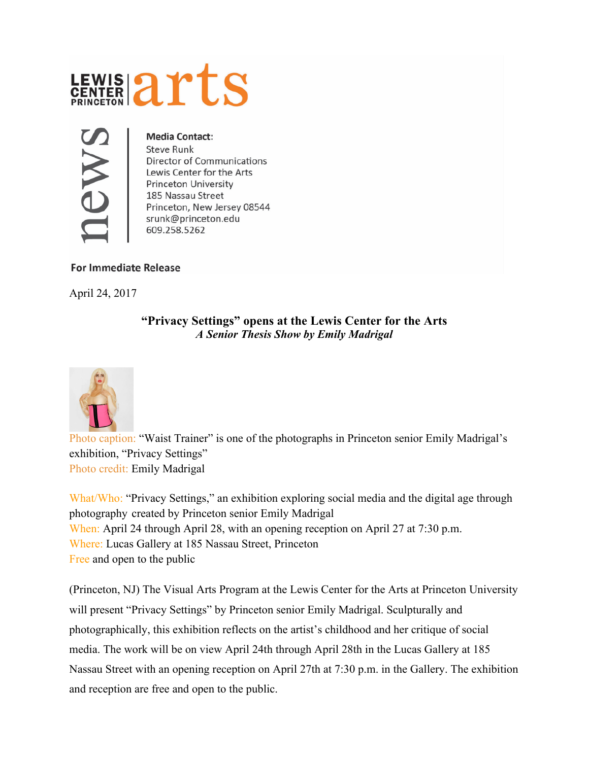LEWIS CENTER PRINCETON | arts

news

**Media Contact:**
Steve Runk
Director of Communications
Lewis Center for the Arts
Princeton University
185 Nassau Street
Princeton, New Jersey 08544
srunk@princeton.edu
609.258.5262

**For Immediate Release**

April 24, 2017

**"Privacy Settings" opens at the Lewis Center for the Arts**
***A Senior Thesis Show by Emily Madrigal***

Photo caption: "Waist Trainer" is one of the photographs in Princeton senior Emily Madrigal's exhibition, "Privacy Settings"
Photo credit: Emily Madrigal

What/Who: "Privacy Settings," an exhibition exploring social media and the digital age through photography created by Princeton senior Emily Madrigal
When: April 24 through April 28, with an opening reception on April 27 at 7:30 p.m.
Where: Lucas Gallery at 185 Nassau Street, Princeton
Free and open to the public

(Princeton, NJ) The Visual Arts Program at the Lewis Center for the Arts at Princeton University will present "Privacy Settings" by Princeton senior Emily Madrigal. Sculpturally and photographically, this exhibition reflects on the artist's childhood and her critique of social media. The work will be on view April 24th through April 28th in the Lucas Gallery at 185 Nassau Street with an opening reception on April 27th at 7:30 p.m. in the Gallery. The exhibition and reception are free and open to the public.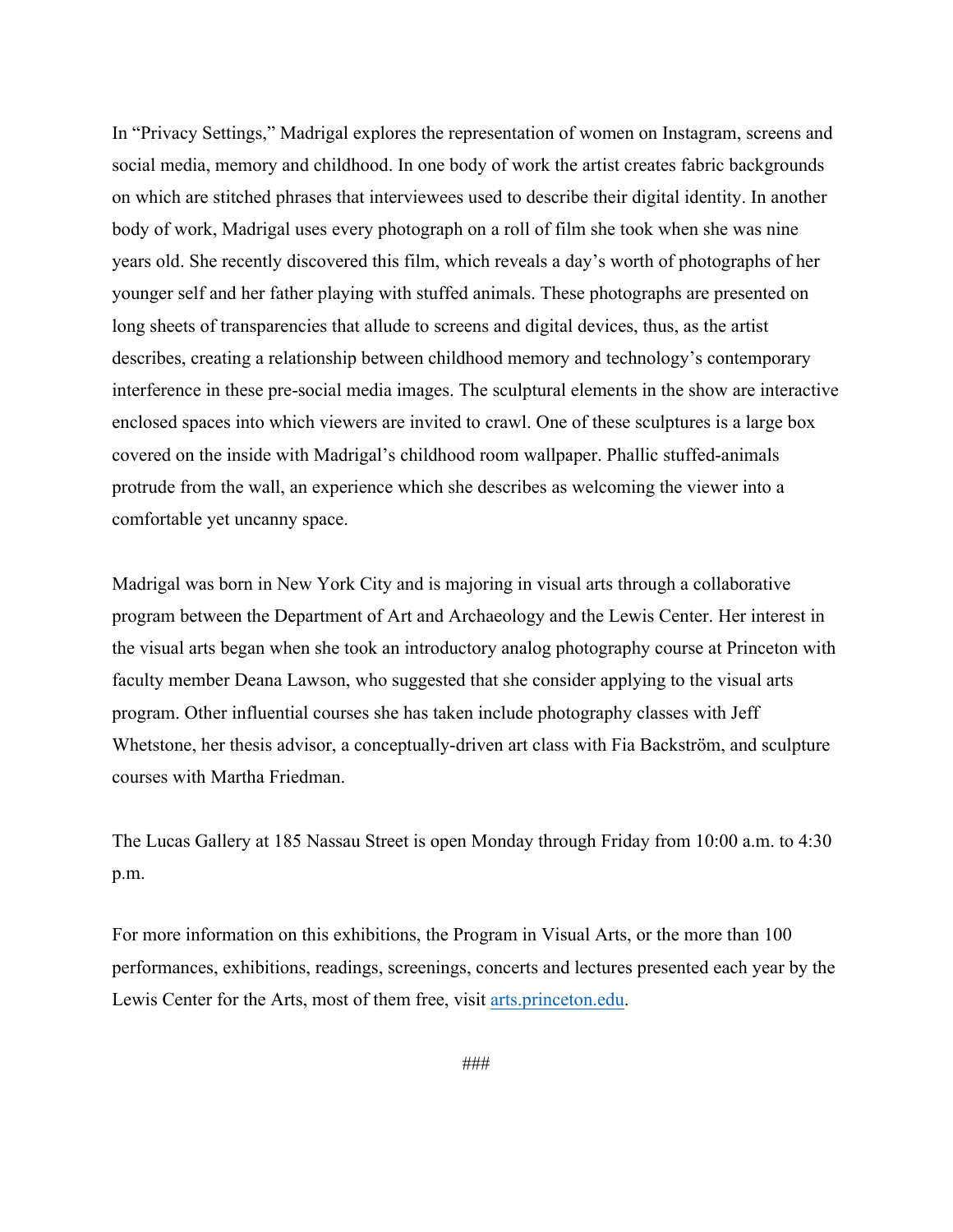In “Privacy Settings,” Madrigal explores the representation of women on Instagram, screens and social media, memory and childhood. In one body of work the artist creates fabric backgrounds on which are stitched phrases that interviewees used to describe their digital identity. In another body of work, Madrigal uses every photograph on a roll of film she took when she was nine years old. She recently discovered this film, which reveals a day’s worth of photographs of her younger self and her father playing with stuffed animals. These photographs are presented on long sheets of transparencies that allude to screens and digital devices, thus, as the artist describes, creating a relationship between childhood memory and technology’s contemporary interference in these pre-social media images. The sculptural elements in the show are interactive enclosed spaces into which viewers are invited to crawl. One of these sculptures is a large box covered on the inside with Madrigal’s childhood room wallpaper. Phallic stuffed-animals protrude from the wall, an experience which she describes as welcoming the viewer into a comfortable yet uncanny space.

Madrigal was born in New York City and is majoring in visual arts through a collaborative program between the Department of Art and Archaeology and the Lewis Center. Her interest in the visual arts began when she took an introductory analog photography course at Princeton with faculty member Deana Lawson, who suggested that she consider applying to the visual arts program. Other influential courses she has taken include photography classes with Jeff Whetstone, her thesis advisor, a conceptually-driven art class with Fia Backström, and sculpture courses with Martha Friedman.

The Lucas Gallery at 185 Nassau Street is open Monday through Friday from 10:00 a.m. to 4:30 p.m.

For more information on this exhibitions, the Program in Visual Arts, or the more than 100 performances, exhibitions, readings, screenings, concerts and lectures presented each year by the Lewis Center for the Arts, most of them free, visit [arts.princeton.edu](arts.princeton.edu).

###